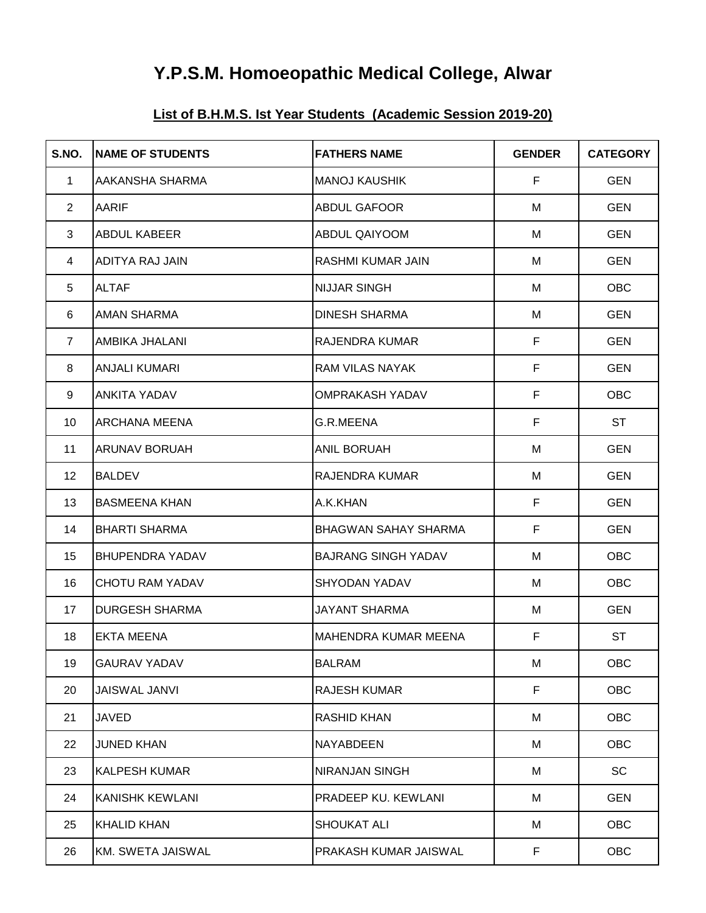# Y.P.S.M. Homoeopathic Medical College, Alwar

## List of B.H.M.S. Ist Year Students (Academic Session 2019-20)

| S.NO. | NAME OF STUDENTS | FATHERS NAME | GENDER | CATEGORY |
|---|---|---|---|---|
| 1 | AAKANSHA SHARMA | MANOJ KAUSHIK | F | GEN |
| 2 | AARIF | ABDUL GAFOOR | M | GEN |
| 3 | ABDUL KABEER | ABDUL QAIYOOM | M | GEN |
| 4 | ADITYA RAJ JAIN | RASHMI KUMAR JAIN | M | GEN |
| 5 | ALTAF | NIJJAR SINGH | M | OBC |
| 6 | AMAN SHARMA | DINESH SHARMA | M | GEN |
| 7 | AMBIKA JHALANI | RAJENDRA KUMAR | F | GEN |
| 8 | ANJALI KUMARI | RAM VILAS NAYAK | F | GEN |
| 9 | ANKITA YADAV | OMPRAKASH YADAV | F | OBC |
| 10 | ARCHANA MEENA | G.R.MEENA | F | ST |
| 11 | ARUNAV BORUAH | ANIL BORUAH | M | GEN |
| 12 | BALDEV | RAJENDRA KUMAR | M | GEN |
| 13 | BASMEENA KHAN | A.K.KHAN | F | GEN |
| 14 | BHARTI SHARMA | BHAGWAN SAHAY SHARMA | F | GEN |
| 15 | BHUPENDRA YADAV | BAJRANG SINGH YADAV | M | OBC |
| 16 | CHOTU RAM YADAV | SHYODAN YADAV | M | OBC |
| 17 | DURGESH SHARMA | JAYANT SHARMA | M | GEN |
| 18 | EKTA MEENA | MAHENDRA KUMAR MEENA | F | ST |
| 19 | GAURAV YADAV | BALRAM | M | OBC |
| 20 | JAISWAL JANVI | RAJESH KUMAR | F | OBC |
| 21 | JAVED | RASHID KHAN | M | OBC |
| 22 | JUNED KHAN | NAYABDEEN | M | OBC |
| 23 | KALPESH KUMAR | NIRANJAN SINGH | M | SC |
| 24 | KANISHK KEWLANI | PRADEEP KU. KEWLANI | M | GEN |
| 25 | KHALID KHAN | SHOUKAT ALI | M | OBC |
| 26 | KM. SWETA JAISWAL | PRAKASH KUMAR JAISWAL | F | OBC |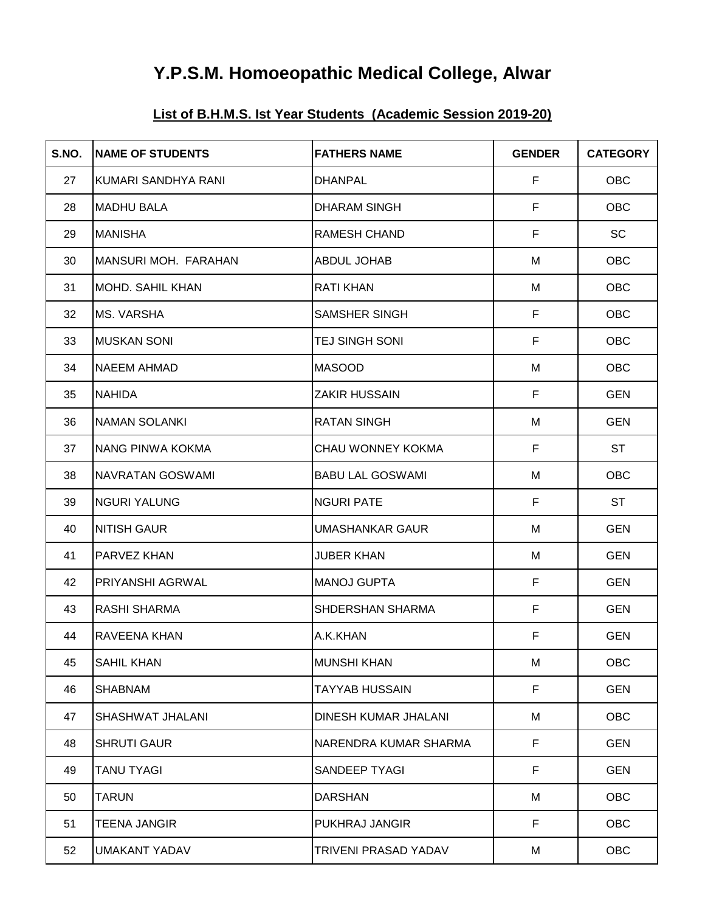# Y.P.S.M. Homoeopathic Medical College, Alwar

## **List of B.H.M.S. Ist Year Students (Academic Session 2019-20)**

| S.NO. | NAME OF STUDENTS | FATHERS NAME | GENDER | CATEGORY |
|---|---|---|---|---|
| 27 | KUMARI SANDHYA RANI | DHANPAL | F | OBC |
| 28 | MADHU BALA | DHARAM SINGH | F | OBC |
| 29 | MANISHA | RAMESH CHAND | F | SC |
| 30 | MANSURI MOH. FARAHAN | ABDUL JOHAB | M | OBC |
| 31 | MOHD. SAHIL KHAN | RATI KHAN | M | OBC |
| 32 | MS. VARSHA | SAMSHER SINGH | F | OBC |
| 33 | MUSKAN SONI | TEJ SINGH SONI | F | OBC |
| 34 | NAEEM AHMAD | MASOOD | M | OBC |
| 35 | NAHIDA | ZAKIR HUSSAIN | F | GEN |
| 36 | NAMAN SOLANKI | RATAN SINGH | M | GEN |
| 37 | NANG PINWA KOKMA | CHAU WONNEY KOKMA | F | ST |
| 38 | NAVRATAN GOSWAMI | BABU LAL GOSWAMI | M | OBC |
| 39 | NGURI YALUNG | NGURI PATE | F | ST |
| 40 | NITISH GAUR | UMASHANKAR GAUR | M | GEN |
| 41 | PARVEZ KHAN | JUBER KHAN | M | GEN |
| 42 | PRIYANSHI AGRWAL | MANOJ GUPTA | F | GEN |
| 43 | RASHI SHARMA | SHDERSHAN SHARMA | F | GEN |
| 44 | RAVEENA KHAN | A.K.KHAN | F | GEN |
| 45 | SAHIL KHAN | MUNSHI KHAN | M | OBC |
| 46 | SHABNAM | TAYYAB HUSSAIN | F | GEN |
| 47 | SHASHWAT JHALANI | DINESH KUMAR JHALANI | M | OBC |
| 48 | SHRUTI GAUR | NARENDRA KUMAR SHARMA | F | GEN |
| 49 | TANU TYAGI | SANDEEP TYAGI | F | GEN |
| 50 | TARUN | DARSHAN | M | OBC |
| 51 | TEENA JANGIR | PUKHRAJ JANGIR | F | OBC |
| 52 | UMAKANT YADAV | TRIVENI PRASAD YADAV | M | OBC |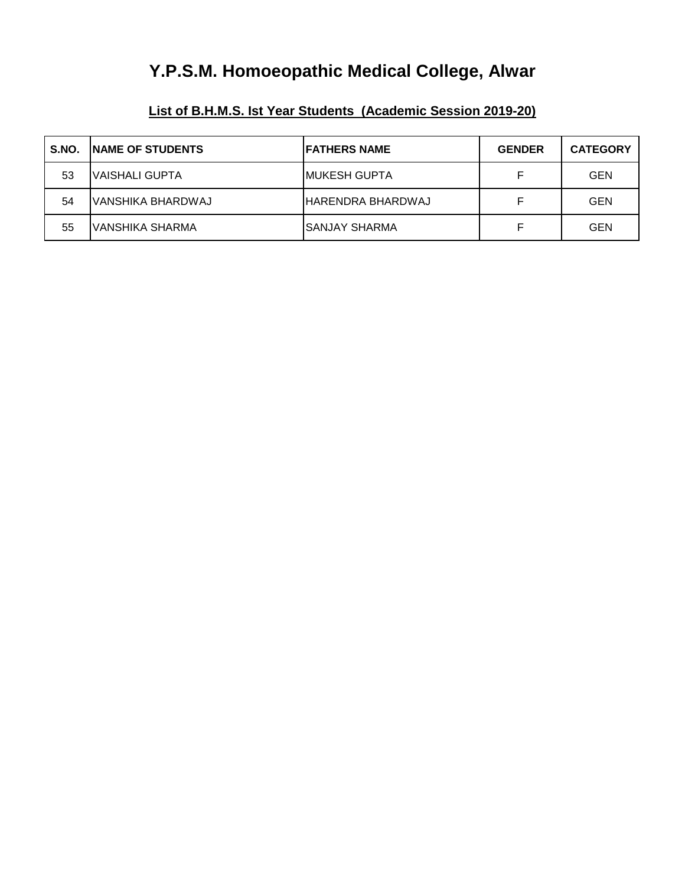# Y.P.S.M. Homoeopathic Medical College, Alwar

## List of B.H.M.S. Ist Year Students (Academic Session 2019-20)

| S.NO. | NAME OF STUDENTS | FATHERS NAME | GENDER | CATEGORY |
|---|---|---|---|---|
| 53 | VAISHALI GUPTA | MUKESH GUPTA | F | GEN |
| 54 | VANSHIKA BHARDWAJ | HARENDRA BHARDWAJ | F | GEN |
| 55 | VANSHIKA SHARMA | SANJAY SHARMA | F | GEN |